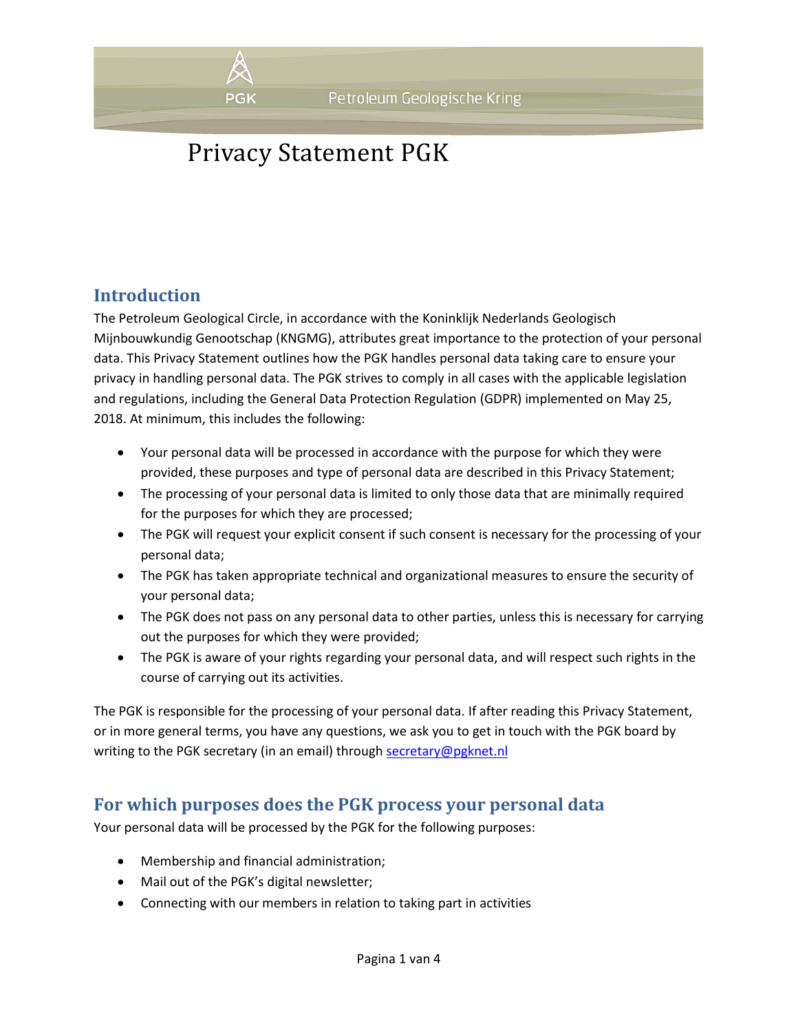# Privacy Statement PGK

## Introduction

The Petroleum Geological Circle, in accordance with the Koninklijk Nederlands Geologisch Mijnbouwkundig Genootschap (KNGMG), attributes great importance to the protection of your personal data. This Privacy Statement outlines how the PGK handles personal data taking care to ensure your privacy in handling personal data. The PGK strives to comply in all cases with the applicable legislation and regulations, including the General Data Protection Regulation (GDPR) implemented on May 25, 2018. At minimum, this includes the following:

- Your personal data will be processed in accordance with the purpose for which they were provided, these purposes and type of personal data are described in this Privacy Statement;
- The processing of your personal data is limited to only those data that are minimally required for the purposes for which they are processed;
- The PGK will request your explicit consent if such consent is necessary for the processing of your personal data;
- The PGK has taken appropriate technical and organizational measures to ensure the security of your personal data;
- The PGK does not pass on any personal data to other parties, unless this is necessary for carrying out the purposes for which they were provided;
- The PGK is aware of your rights regarding your personal data, and will respect such rights in the course of carrying out its activities.

The PGK is responsible for the processing of your personal data. If after reading this Privacy Statement, or in more general terms, you have any questions, we ask you to get in touch with the PGK board by writing to the PGK secretary (in an email) through secretary@pgknet.nl

## For which purposes does the PGK process your personal data

Your personal data will be processed by the PGK for the following purposes:

- Membership and financial administration;
- Mail out of the PGK's digital newsletter;
- Connecting with our members in relation to taking part in activities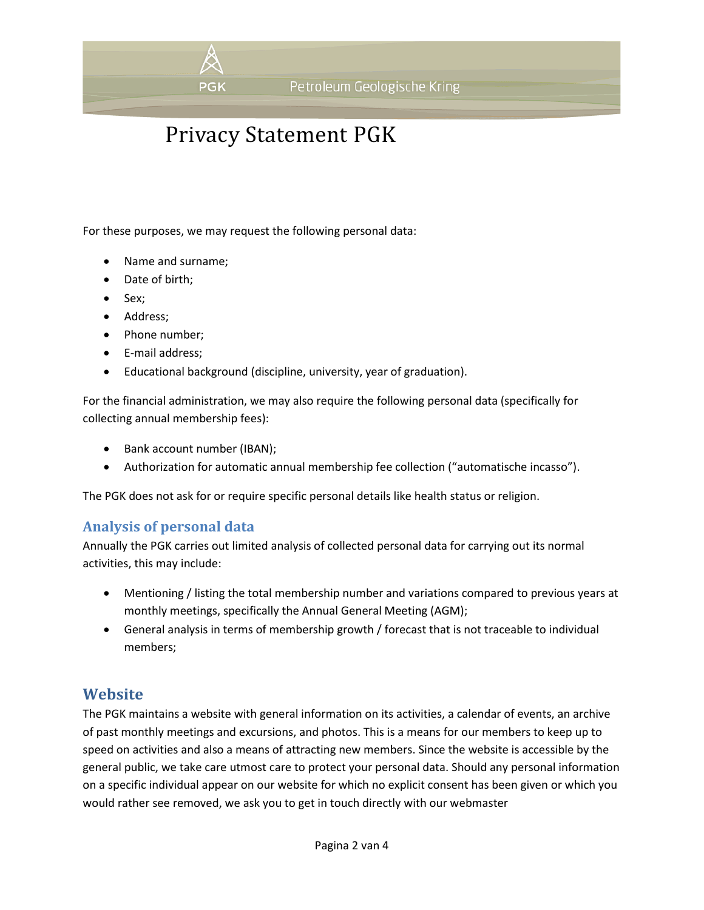For these purposes, we may request the following personal data:

- Name and surname;
- Date of birth;
- Sex;
- Address;
- Phone number;
- E-mail address;
- Educational background (discipline, university, year of graduation).

For the financial administration, we may also require the following personal data (specifically for collecting annual membership fees):

- Bank account number (IBAN);
- Authorization for automatic annual membership fee collection (“automatische incasso”).

The PGK does not ask for or require specific personal details like health status or religion.

### Analysis of personal data

Annually the PGK carries out limited analysis of collected personal data for carrying out its normal activities, this may include:

- Mentioning / listing the total membership number and variations compared to previous years at monthly meetings, specifically the Annual General Meeting (AGM);
- General analysis in terms of membership growth / forecast that is not traceable to individual members;

## Website

The PGK maintains a website with general information on its activities, a calendar of events, an archive of past monthly meetings and excursions, and photos. This is a means for our members to keep up to speed on activities and also a means of attracting new members. Since the website is accessible by the general public, we take care utmost care to protect your personal data. Should any personal information on a specific individual appear on our website for which no explicit consent has been given or which you would rather see removed, we ask you to get in touch directly with our webmaster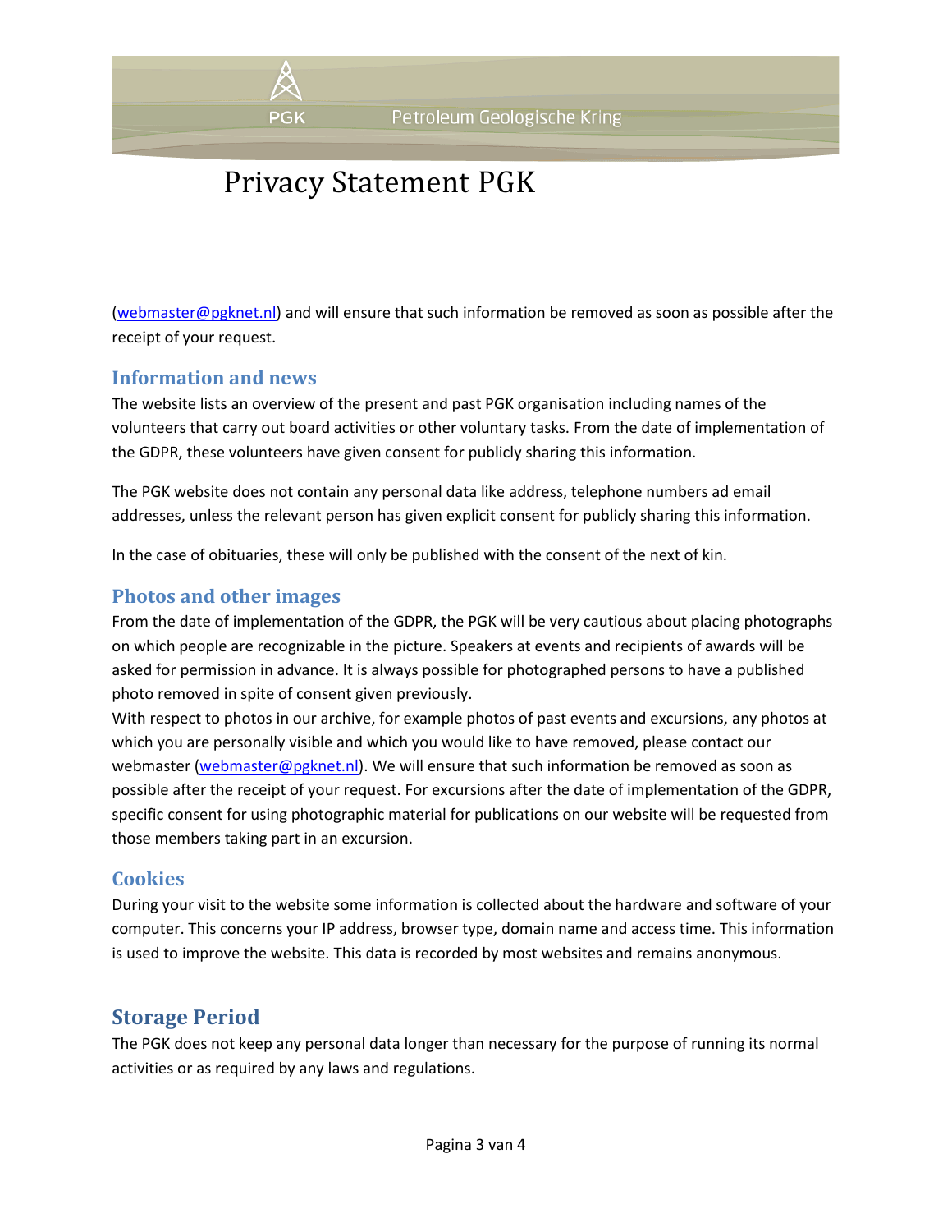(webmaster@pgknet.nl) and will ensure that such information be removed as soon as possible after the receipt of your request.

## Information and news

The website lists an overview of the present and past PGK organisation including names of the volunteers that carry out board activities or other voluntary tasks. From the date of implementation of the GDPR, these volunteers have given consent for publicly sharing this information.

The PGK website does not contain any personal data like address, telephone numbers ad email addresses, unless the relevant person has given explicit consent for publicly sharing this information.

In the case of obituaries, these will only be published with the consent of the next of kin.

## Photos and other images

From the date of implementation of the GDPR, the PGK will be very cautious about placing photographs on which people are recognizable in the picture. Speakers at events and recipients of awards will be asked for permission in advance. It is always possible for photographed persons to have a published photo removed in spite of consent given previously.
With respect to photos in our archive, for example photos of past events and excursions, any photos at which you are personally visible and which you would like to have removed, please contact our webmaster (webmaster@pgknet.nl). We will ensure that such information be removed as soon as possible after the receipt of your request. For excursions after the date of implementation of the GDPR, specific consent for using photographic material for publications on our website will be requested from those members taking part in an excursion.

## Cookies

During your visit to the website some information is collected about the hardware and software of your computer. This concerns your IP address, browser type, domain name and access time. This information is used to improve the website. This data is recorded by most websites and remains anonymous.

## Storage Period

The PGK does not keep any personal data longer than necessary for the purpose of running its normal activities or as required by any laws and regulations.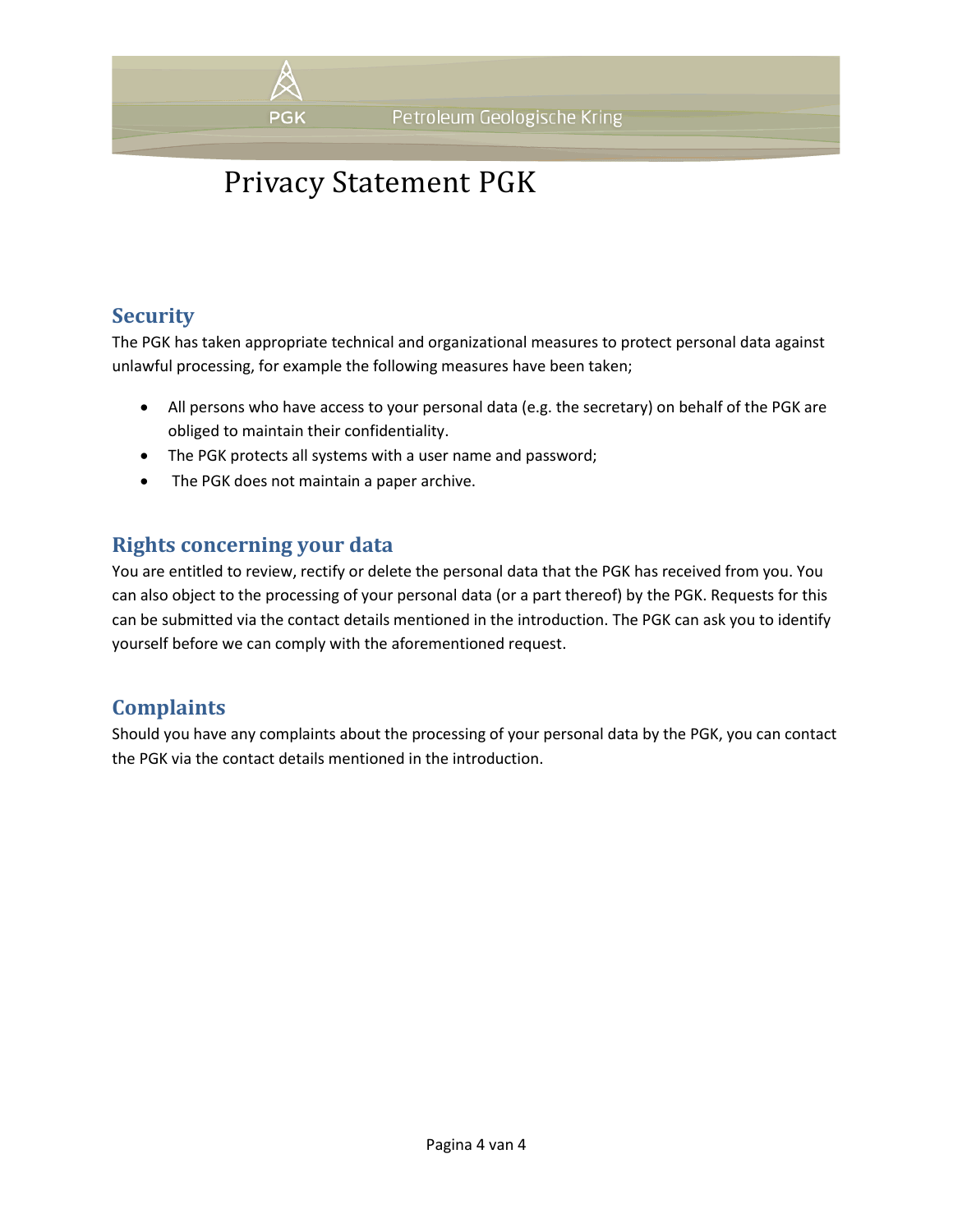# Privacy Statement PGK

## Security

The PGK has taken appropriate technical and organizational measures to protect personal data against unlawful processing, for example the following measures have been taken;

- All persons who have access to your personal data (e.g. the secretary) on behalf of the PGK are obliged to maintain their confidentiality.
- The PGK protects all systems with a user name and password;
- The PGK does not maintain a paper archive.

## Rights concerning your data

You are entitled to review, rectify or delete the personal data that the PGK has received from you. You can also object to the processing of your personal data (or a part thereof) by the PGK. Requests for this can be submitted via the contact details mentioned in the introduction. The PGK can ask you to identify yourself before we can comply with the aforementioned request.

## Complaints

Should you have any complaints about the processing of your personal data by the PGK, you can contact the PGK via the contact details mentioned in the introduction.